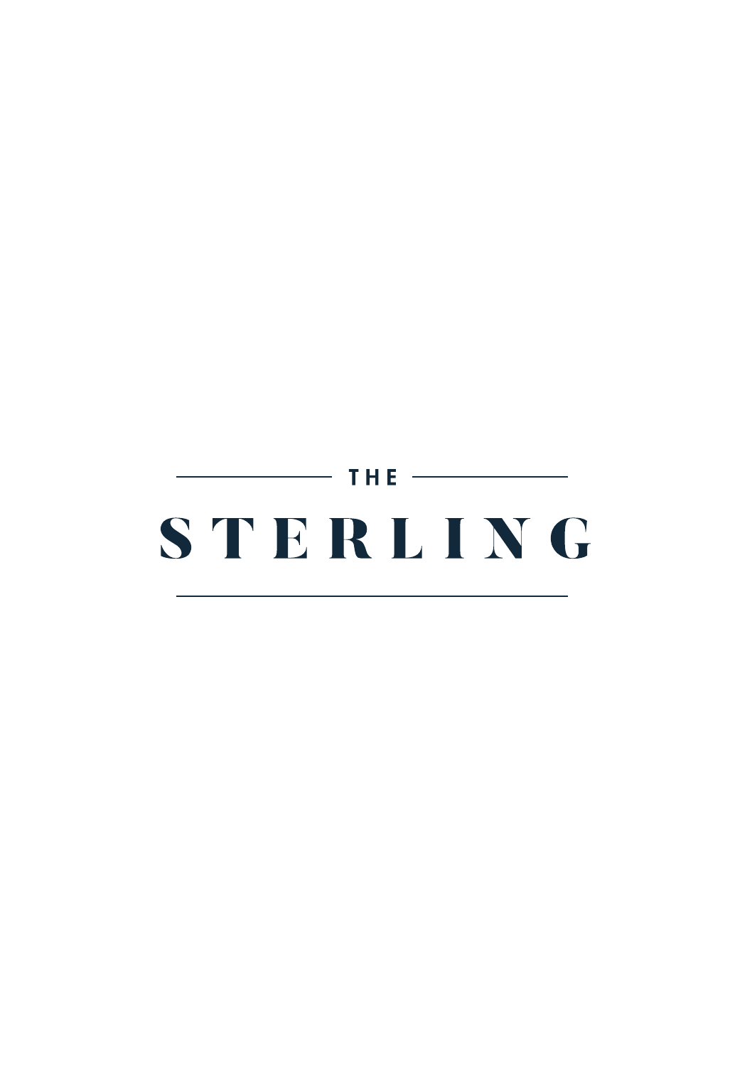THE

# STERLING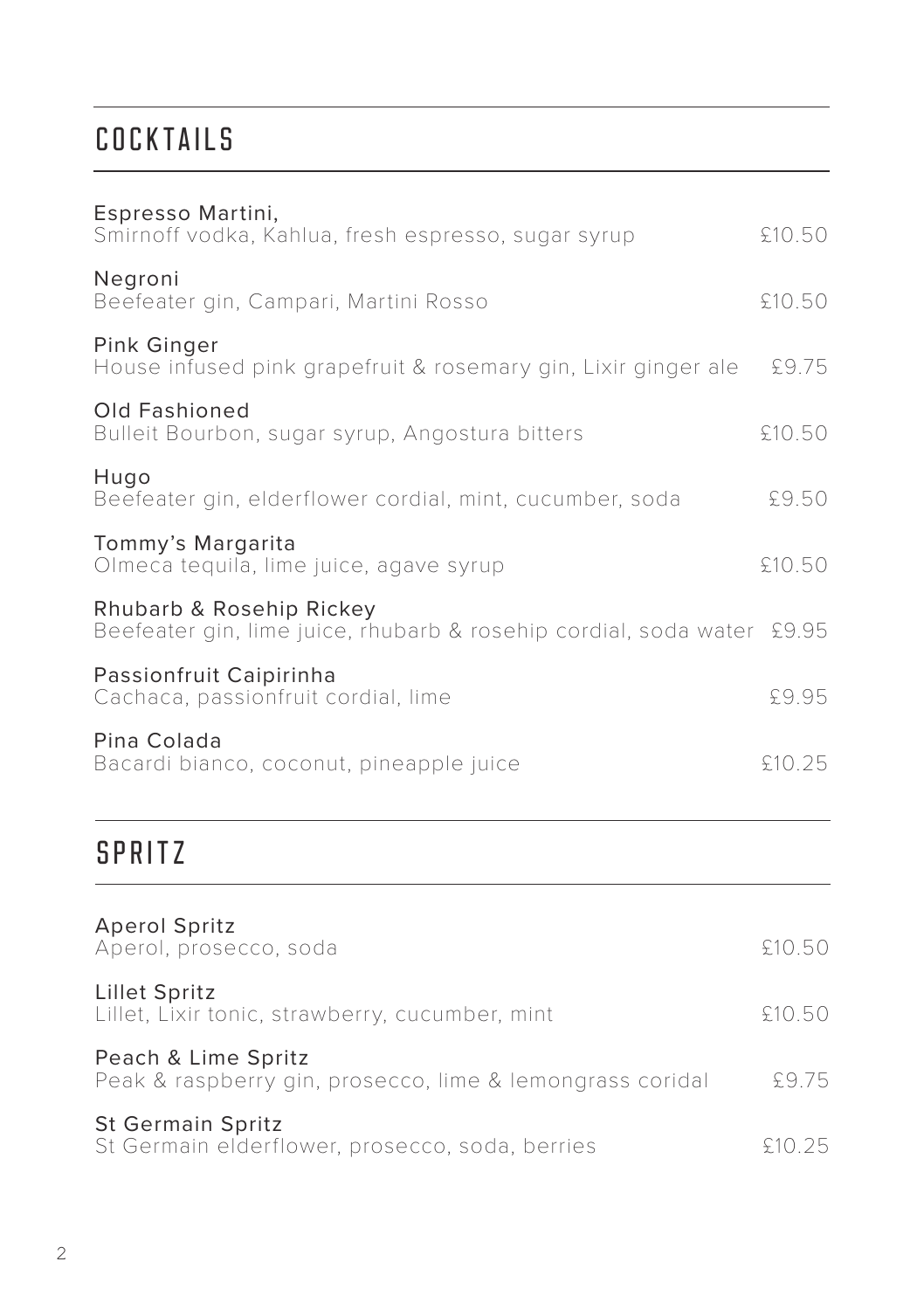## COCKTAILS

**Espresso Martini,**
Smirnoff vodka, Kahlua, fresh espresso, sugar syrup — £10.50

**Negroni**
Beefeater gin, Campari, Martini Rosso — £10.50

**Pink Ginger**
House infused pink grapefruit & rosemary gin, Lixir ginger ale — £9.75

**Old Fashioned**
Bulleit Bourbon, sugar syrup, Angostura bitters — £10.50

**Hugo**
Beefeater gin, elderflower cordial, mint, cucumber, soda — £9.50

**Tommy's Margarita**
Olmeca tequila, lime juice, agave syrup — £10.50

**Rhubarb & Rosehip Rickey**
Beefeater gin, lime juice, rhubarb & rosehip cordial, soda water — £9.95

**Passionfruit Caipirinha**
Cachaca, passionfruit cordial, lime — £9.95

**Pina Colada**
Bacardi bianco, coconut, pineapple juice — £10.25

## SPRITZ

**Aperol Spritz**
Aperol, prosecco, soda — £10.50

**Lillet Spritz**
Lillet, Lixir tonic, strawberry, cucumber, mint — £10.50

**Peach & Lime Spritz**
Peak & raspberry gin, prosecco, lime & lemongrass coridal — £9.75

**St Germain Spritz**
St Germain elderflower, prosecco, soda, berries — £10.25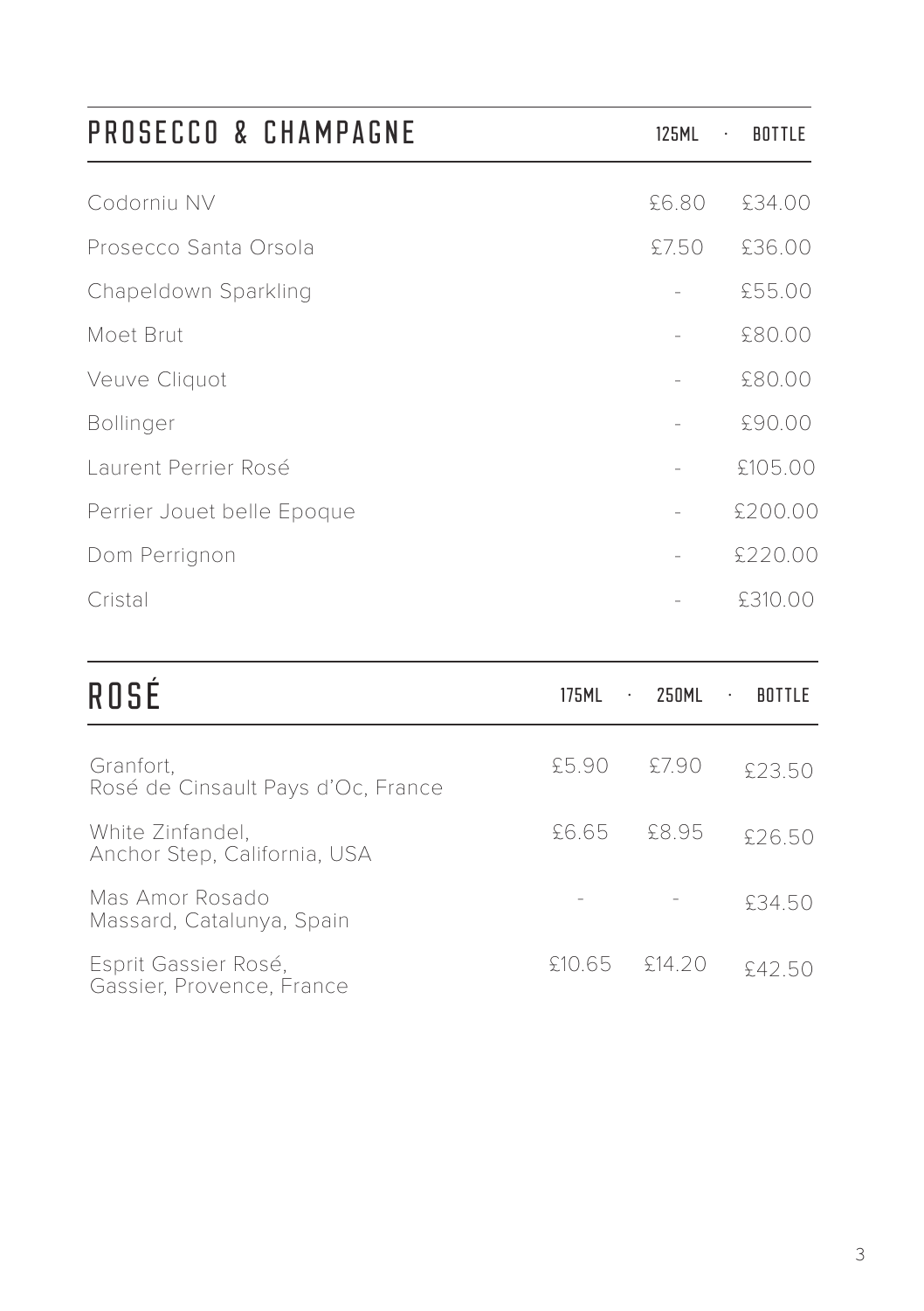## PROSECCO & CHAMPAGNE

| | 125ML | BOTTLE |
|---|---|---|
| Codorniu NV | £6.80 | £34.00 |
| Prosecco Santa Orsola | £7.50 | £36.00 |
| Chapeldown Sparkling | - | £55.00 |
| Moet Brut | - | £80.00 |
| Veuve Cliquot | - | £80.00 |
| Bollinger | - | £90.00 |
| Laurent Perrier Rosé | - | £105.00 |
| Perrier Jouet belle Epoque | - | £200.00 |
| Dom Perrignon | - | £220.00 |
| Cristal | - | £310.00 |

## ROSÉ

| | 175ML | 250ML | BOTTLE |
|---|---|---|---|
| Granfort, Rosé de Cinsault Pays d'Oc, France | £5.90 | £7.90 | £23.50 |
| White Zinfandel, Anchor Step, California, USA | £6.65 | £8.95 | £26.50 |
| Mas Amor Rosado Massard, Catalunya, Spain | - | - | £34.50 |
| Esprit Gassier Rosé, Gassier, Provence, France | £10.65 | £14.20 | £42.50 |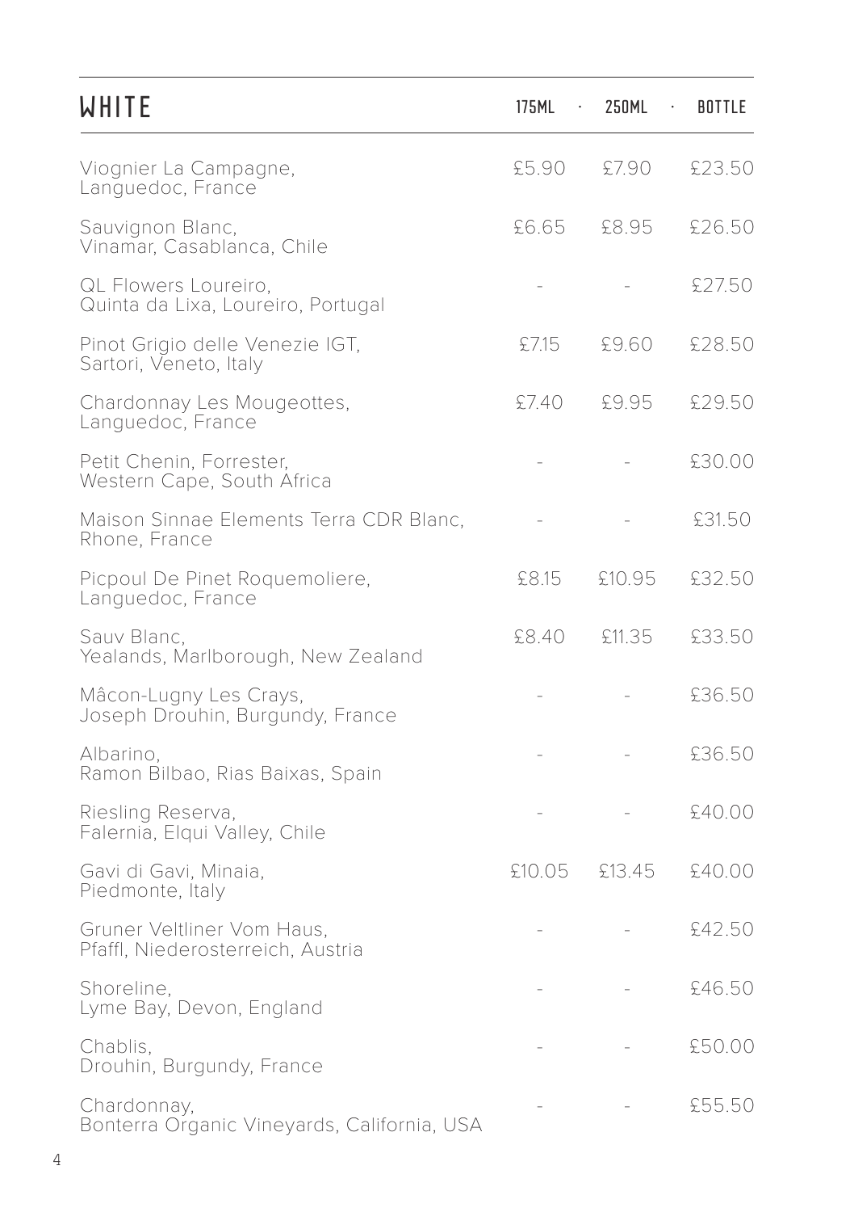# WHITE

| WHITE | 175ML | 250ML | BOTTLE |
|---|---|---|---|
| Viognier La Campagne, Languedoc, France | £5.90 | £7.90 | £23.50 |
| Sauvignon Blanc, Vinamar, Casablanca, Chile | £6.65 | £8.95 | £26.50 |
| QL Flowers Loureiro, Quinta da Lixa, Loureiro, Portugal | - | - | £27.50 |
| Pinot Grigio delle Venezie IGT, Sartori, Veneto, Italy | £7.15 | £9.60 | £28.50 |
| Chardonnay Les Mougeottes, Languedoc, France | £7.40 | £9.95 | £29.50 |
| Petit Chenin, Forrester, Western Cape, South Africa | - | - | £30.00 |
| Maison Sinnae Elements Terra CDR Blanc, Rhone, France | - | - | £31.50 |
| Picpoul De Pinet Roquemoliere, Languedoc, France | £8.15 | £10.95 | £32.50 |
| Sauv Blanc, Yealands, Marlborough, New Zealand | £8.40 | £11.35 | £33.50 |
| Mâcon-Lugny Les Crays, Joseph Drouhin, Burgundy, France | - | - | £36.50 |
| Albarino, Ramon Bilbao, Rias Baixas, Spain | - | - | £36.50 |
| Riesling Reserva, Falernia, Elqui Valley, Chile | - | - | £40.00 |
| Gavi di Gavi, Minaia, Piedmonte, Italy | £10.05 | £13.45 | £40.00 |
| Gruner Veltliner Vom Haus, Pfaffl, Niederosterreich, Austria | - | - | £42.50 |
| Shoreline, Lyme Bay, Devon, England | - | - | £46.50 |
| Chablis, Drouhin, Burgundy, France | - | - | £50.00 |
| Chardonnay, Bonterra Organic Vineyards, California, USA | - | - | £55.50 |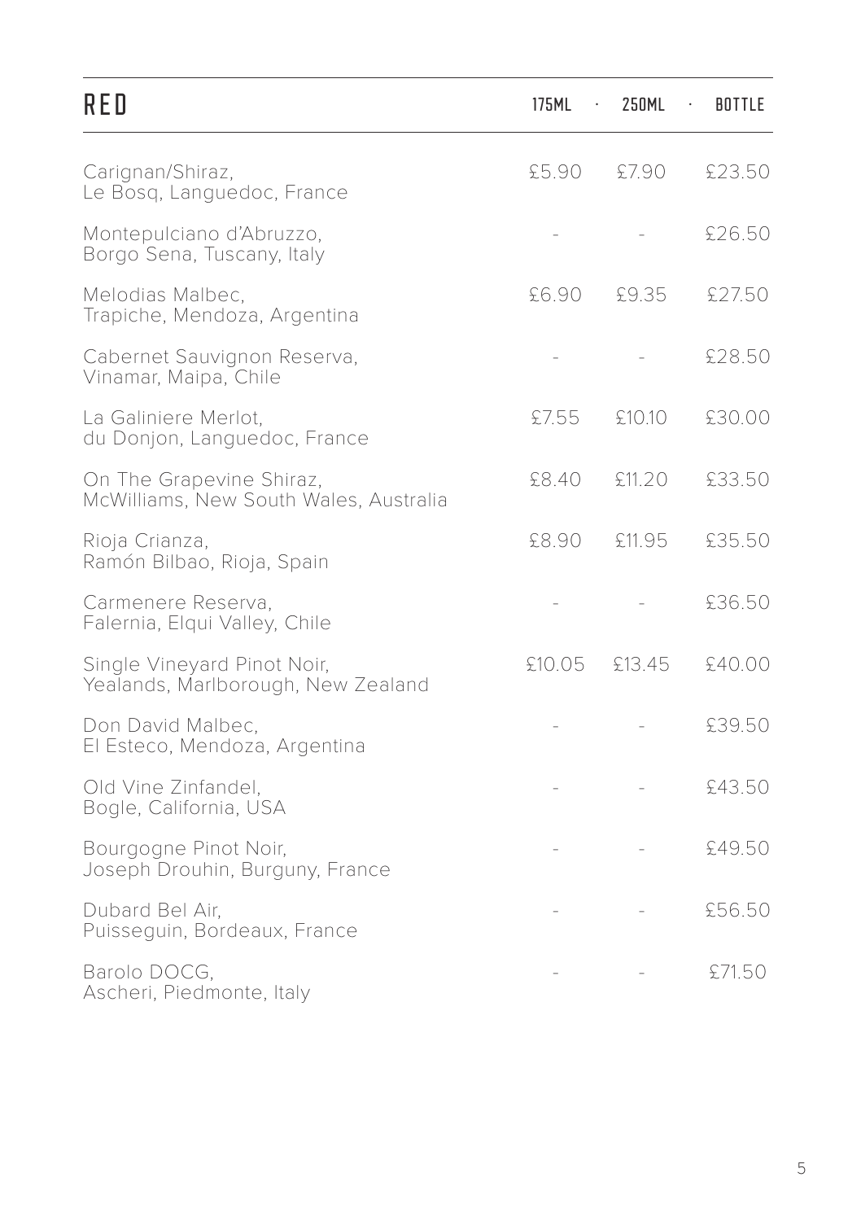| RED | 175ML | 250ML | BOTTLE |
|---|---|---|---|
| Carignan/Shiraz,<br>Le Bosq, Languedoc, France | £5.90 | £7.90 | £23.50 |
| Montepulciano d'Abruzzo,<br>Borgo Sena, Tuscany, Italy | - | - | £26.50 |
| Melodias Malbec,<br>Trapiche, Mendoza, Argentina | £6.90 | £9.35 | £27.50 |
| Cabernet Sauvignon Reserva,<br>Vinamar, Maipa, Chile | - | - | £28.50 |
| La Galiniere Merlot,<br>du Donjon, Languedoc, France | £7.55 | £10.10 | £30.00 |
| On The Grapevine Shiraz,<br>McWilliams, New South Wales, Australia | £8.40 | £11.20 | £33.50 |
| Rioja Crianza,<br>Ramón Bilbao, Rioja, Spain | £8.90 | £11.95 | £35.50 |
| Carmenere Reserva,<br>Falernia, Elqui Valley, Chile | - | - | £36.50 |
| Single Vineyard Pinot Noir,<br>Yealands, Marlborough, New Zealand | £10.05 | £13.45 | £40.00 |
| Don David Malbec,<br>El Esteco, Mendoza, Argentina | - | - | £39.50 |
| Old Vine Zinfandel,<br>Bogle, California, USA | - | - | £43.50 |
| Bourgogne Pinot Noir,<br>Joseph Drouhin, Burguny, France | - | - | £49.50 |
| Dubard Bel Air,<br>Puisseguin, Bordeaux, France | - | - | £56.50 |
| Barolo DOCG,<br>Ascheri, Piedmonte, Italy | - | - | £71.50 |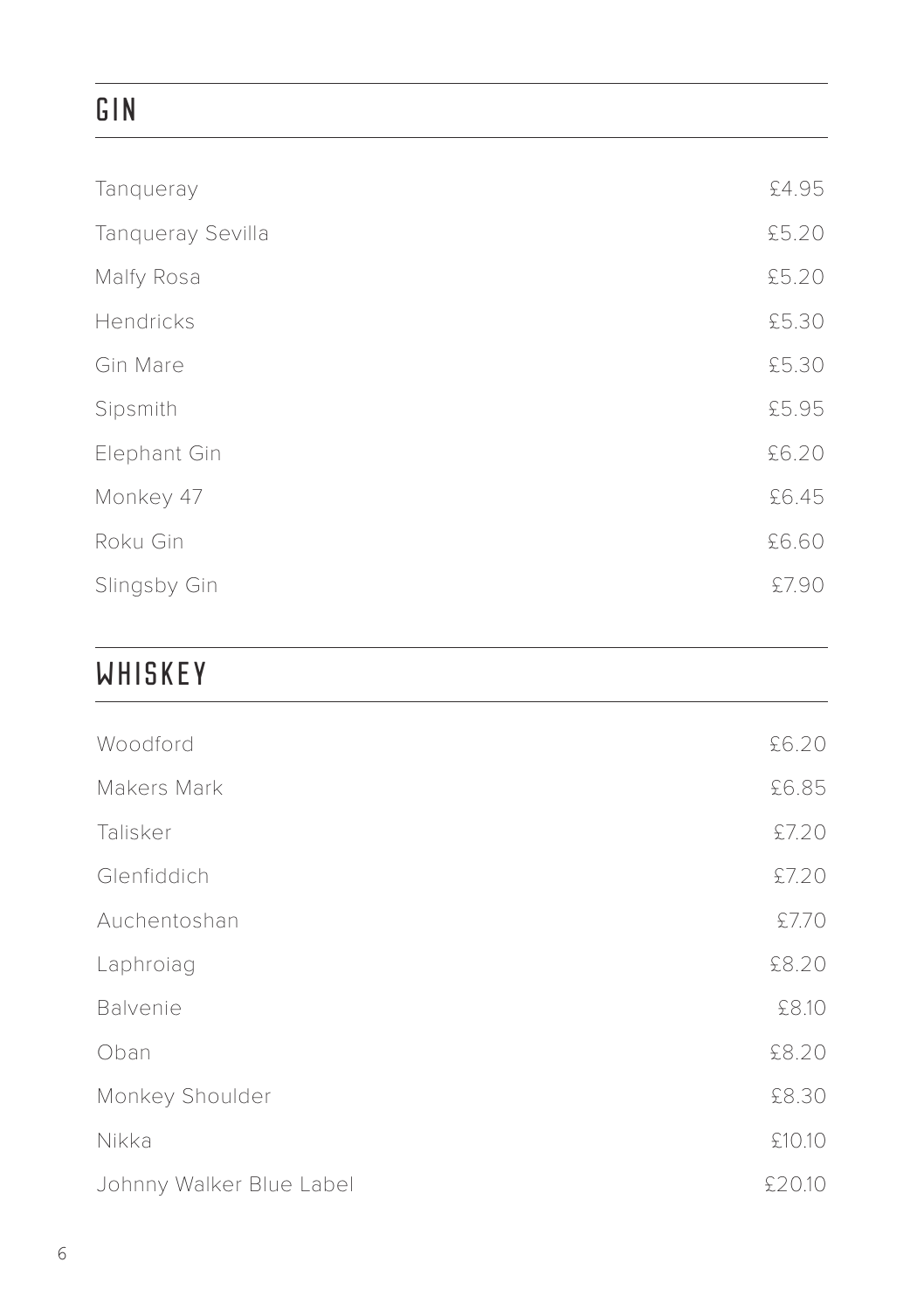## GIN

| | |
|---|---|
| Tanqueray | £4.95 |
| Tanqueray Sevilla | £5.20 |
| Malfy Rosa | £5.20 |
| Hendricks | £5.30 |
| Gin Mare | £5.30 |
| Sipsmith | £5.95 |
| Elephant Gin | £6.20 |
| Monkey 47 | £6.45 |
| Roku Gin | £6.60 |
| Slingsby Gin | £7.90 |

## WHISKEY

| | |
|---|---|
| Woodford | £6.20 |
| Makers Mark | £6.85 |
| Talisker | £7.20 |
| Glenfiddich | £7.20 |
| Auchentoshan | £7.70 |
| Laphroiag | £8.20 |
| Balvenie | £8.10 |
| Oban | £8.20 |
| Monkey Shoulder | £8.30 |
| Nikka | £10.10 |
| Johnny Walker Blue Label | £20.10 |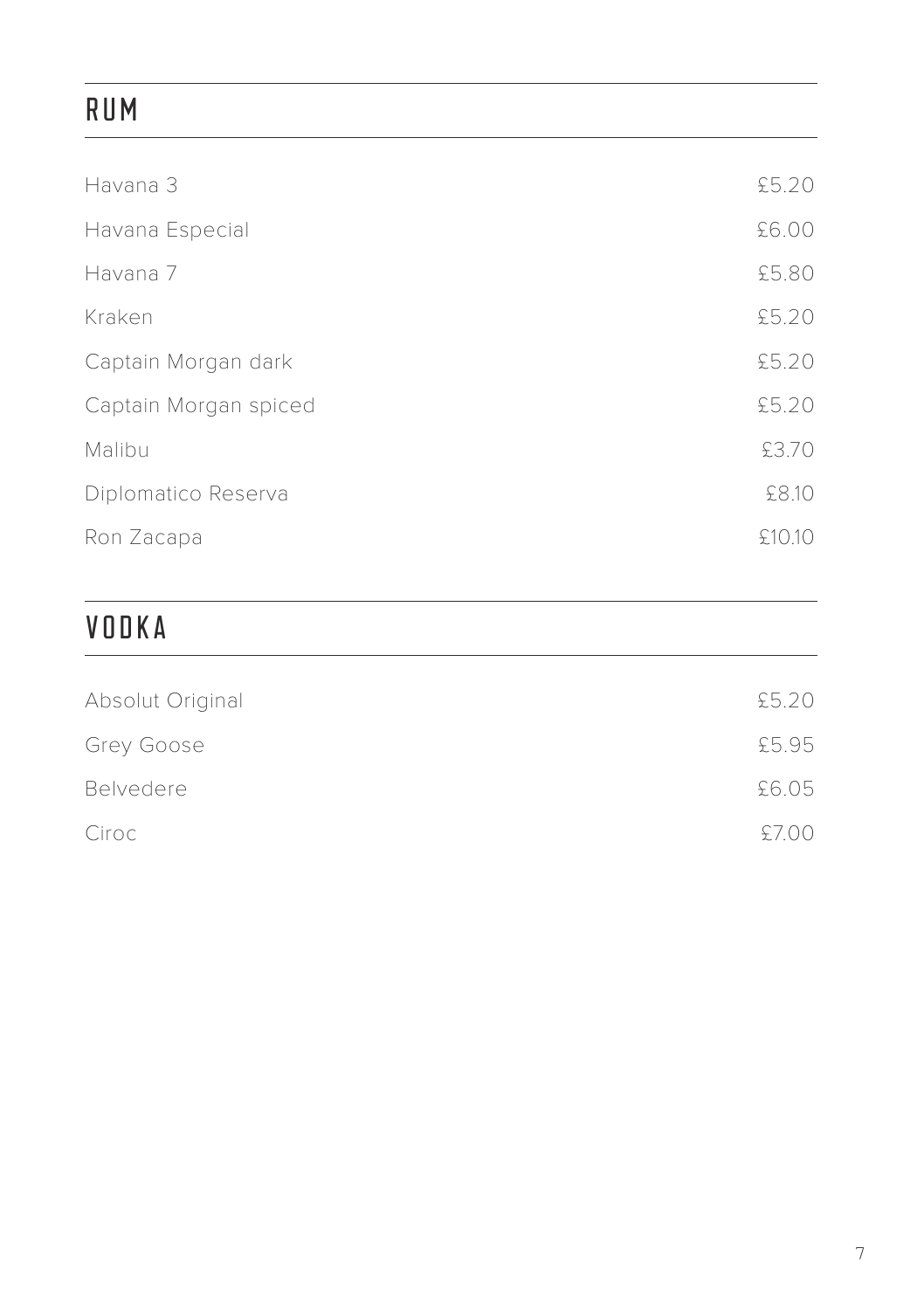## RUM

| | |
|---|---|
| Havana 3 | £5.20 |
| Havana Especial | £6.00 |
| Havana 7 | £5.80 |
| Kraken | £5.20 |
| Captain Morgan dark | £5.20 |
| Captain Morgan spiced | £5.20 |
| Malibu | £3.70 |
| Diplomatico Reserva | £8.10 |
| Ron Zacapa | £10.10 |

## VODKA

| | |
|---|---|
| Absolut Original | £5.20 |
| Grey Goose | £5.95 |
| Belvedere | £6.05 |
| Ciroc | £7.00 |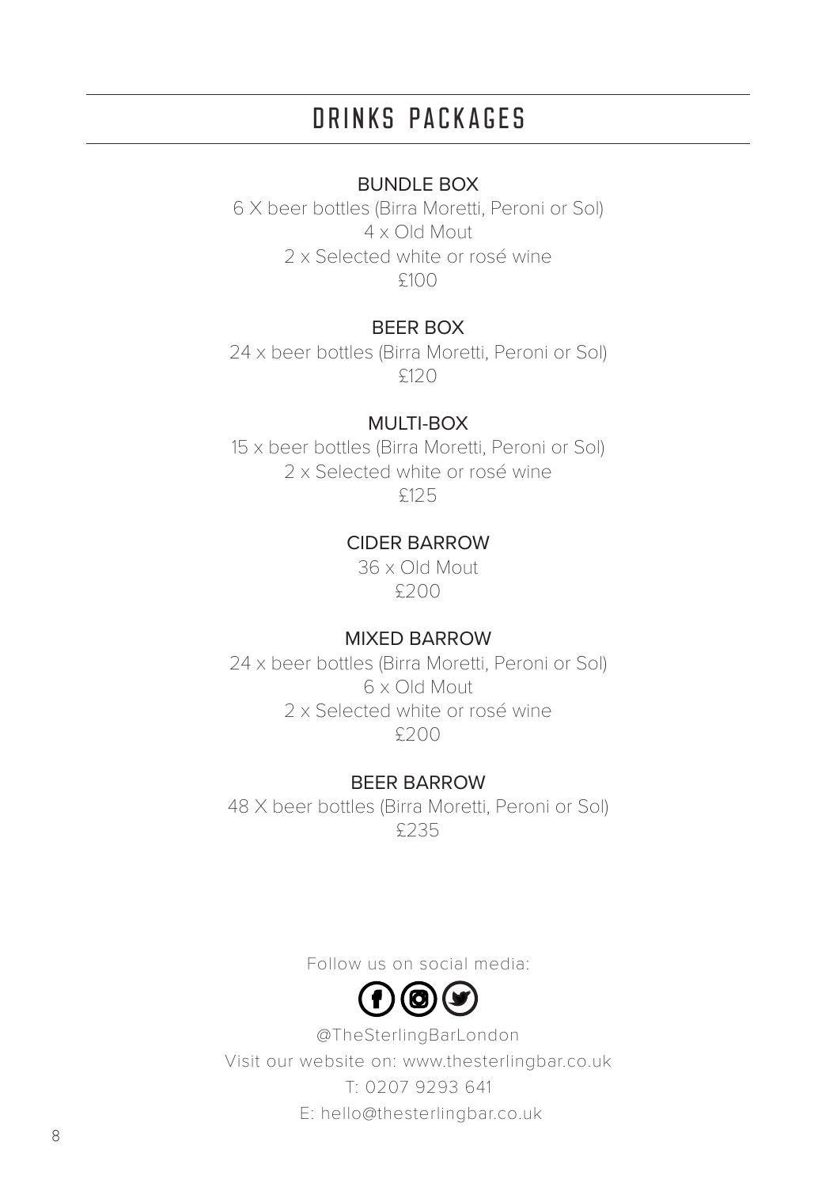# DRINKS PACKAGES

### BUNDLE BOX

6 X beer bottles (Birra Moretti, Peroni or Sol)
4 x Old Mout
2 x Selected white or rosé wine
£100

### BEER BOX

24 x beer bottles (Birra Moretti, Peroni or Sol)
£120

### MULTI-BOX

15 x beer bottles (Birra Moretti, Peroni or Sol)
2 x Selected white or rosé wine
£125

### CIDER BARROW

36 x Old Mout
£200

### MIXED BARROW

24 x beer bottles (Birra Moretti, Peroni or Sol)
6 x Old Mout
2 x Selected white or rosé wine
£200

### BEER BARROW

48 X beer bottles (Birra Moretti, Peroni or Sol)
£235

Follow us on social media:

@TheSterlingBarLondon
Visit our website on: www.thesterlingbar.co.uk
T: 0207 9293 641
E: hello@thesterlingbar.co.uk